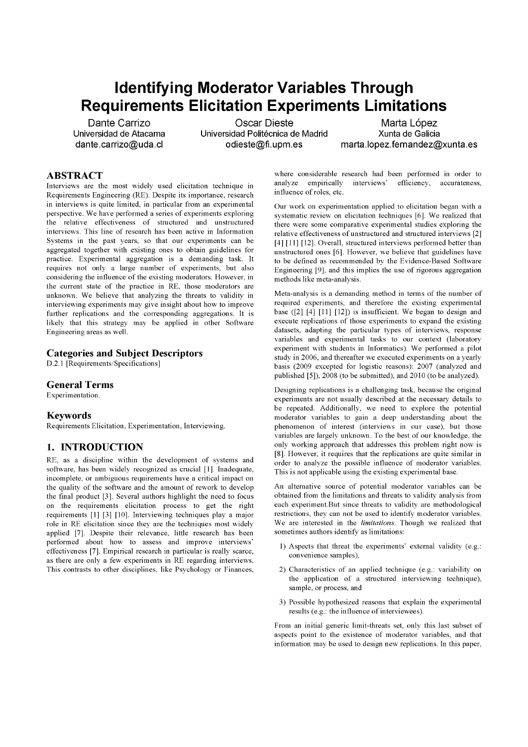# Identifying Moderator Variables Through Requirements Elicitation Experiments Limitations

Dante Carrizo
Universidad de Atacama
dante.carrizo@uda.cl

Oscar Dieste
Universidad Politécnica de Madrid
odieste@fi.upm.es

Marta López
Xunta de Galicia
marta.lopez.fernandez@xunta.es

## ABSTRACT

Interviews are the most widely used elicitation technique in Requirements Engineering (RE). Despite its importance, research in interviews is quite limited, in particular from an experimental perspective. We have performed a series of experiments exploring the relative effectiveness of structured and unstructured interviews. This line of research has been active in Information Systems in the past years, so that our experiments can be aggregated together with existing ones to obtain guidelines for practice. Experimental aggregation is a demanding task. It requires not only a large number of experiments, but also considering the influence of the existing moderators. However, in the current state of the practice in RE, those moderators are unknown. We believe that analyzing the threats to validity in interviewing experiments may give insight about how to improve further replications and the corresponding aggregations. It is likely that this strategy may be applied in other Software Engineering areas as well.

### Categories and Subject Descriptors

D.2.1 [Requirements/Specifications]

### General Terms

Experimentation.

### Keywords

Requirements Elicitation, Experimentation, Interviewing.

## 1. INTRODUCTION

RE, as a discipline within the development of systems and software, has been widely recognized as crucial [1]. Inadequate, incomplete, or ambiguous requirements have a critical impact on the quality of the software and the amount of rework to develop the final product [3]. Several authors highlight the need to focus on the requirements elicitation process to get the right requirements [1] [3] [10]. Interviewing techniques play a major role in RE elicitation since they are the techniques most widely applied [7]. Despite their relevance, little research has been performed about how to assess and improve interviews' effectiveness [7]. Empirical research in particular is really scarce, as there are only a few experiments in RE regarding interviews. This contrasts to other disciplines, like Psychology or Finances, where considerable research had been performed in order to analyze empirically interviews' efficiency, accurateness, influence of roles, etc.

Our work on experimentation applied to elicitation began with a systematic review on elicitation techniques [6]. We realized that there were some comparative experimental studies exploring the relative effectiveness of unstructured and structured interviews [2] [4] [11] [12]. Overall, structured interviews performed better than unstructured ones [6]. However, we believe that guidelines have to be defined as recommended by the Evidence-Based Software Engineering [9], and this implies the use of rigorous aggregation methods like meta-analysis.

Meta-analysis is a demanding method in terms of the number of required experiments, and therefore the existing experimental base ([2] [4] [11] [12]) is insufficient. We began to design and execute replications of those experiments to expand the existing datasets, adapting the particular types of interviews, response variables and experimental tasks to our context (laboratory experiment with students in Informatics). We performed a pilot study in 2006, and thereafter we executed experiments on a yearly basis (2009 excepted for logistic reasons): 2007 (analyzed and published [5]), 2008 (to be submitted), and 2010 (to be analyzed).

Designing replications is a challenging task, because the original experiments are not usually described at the necessary details to be repeated. Additionally, we need to explore the potential moderator variables to gain a deep understanding about the phenomenon of interest (interviews in our case), but those variables are largely unknown. To the best of our knowledge, the only working approach that addresses this problem right now is [8]. However, it requires that the replications are quite similar in order to analyze the possible influence of moderator variables. This is not applicable using the existing experimental base.

An alternative source of potential moderator variables can be obtained from the limitations and threats to validity analysis from each experiment.But since threats to validity are methodological restrictions, they can not be used to identify moderator variables. We are interested in the *limitations*. Though we realized that sometimes authors identify as limitations:

1) Aspects that threat the experiments' external validity (e.g.: convenience samples),
2) Characteristics of an applied technique (e.g.: variability on the application of a structured interviewing technique), sample, or process, and
3) Possible hypothesized reasons that explain the experimental results (e.g.: the influence of interviewees).

From an initial generic limit-threats set, only this last subset of aspects point to the existence of moderator variables, and that information may be used to design new replications. In this paper,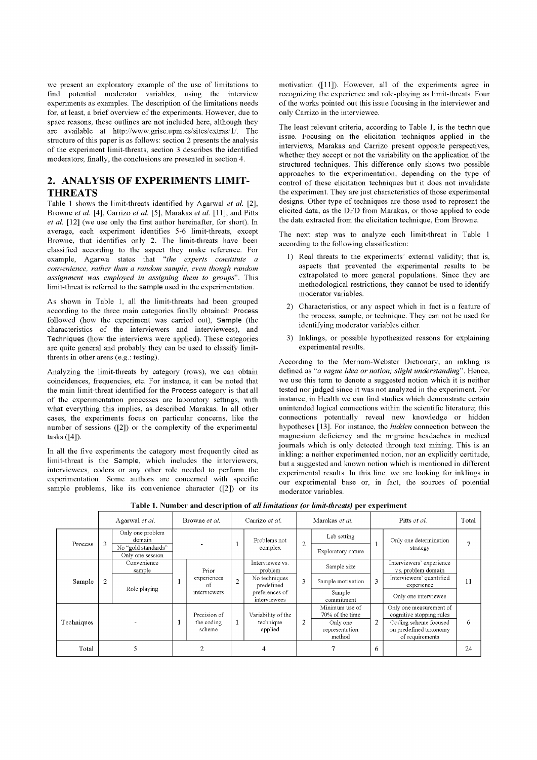we present an exploratory example of the use of limitations to find potential moderator variables, using the interview experiments as examples. The description of the limitations needs for, at least, a brief overview of the experiments. However, due to space reasons, these outlines are not included here, although they are available at http://www.grise.upm.es/sites/extras/1/. The structure of this paper is as follows: section 2 presents the analysis of the experiment limit-threats; section 3 describes the identified moderators; finally, the conclusions are presented in section 4.

## 2. ANALYSIS OF EXPERIMENTS LIMIT-THREATS

Table 1 shows the limit-threats identified by Agarwal *et al.* [2], Browne *et al.* [4], Carrizo *et al.* [5], Marakas *et al.* [11], and Pitts *et al.* [12] (we use only the first author hereinafter, for short). In average, each experiment identifies 5-6 limit-threats, except Browne, that identifies only 2. The limit-threats have been classified according to the aspect they make reference. For example, Agarwa states that *"the experts constitute a convenience, rather than a random sample, even though random assignment was employed in assigning them to groups"*. This limit-threat is referred to the sample used in the experimentation.

As shown in Table 1, all the limit-threats had been grouped according to the three main categories finally obtained: Process followed (how the experiment was carried out), Sample (the characteristics of the interviewers and interviewees), and Techniques (how the interviews were applied). These categories are quite general and probably they can be used to classify limit-threats in other areas (e.g.: testing).

Analyzing the limit-threats by category (rows), we can obtain coincidences, frequencies, etc. For instance, it can be noted that the main limit-threat identified for the Process category is that all of the experimentation processes are laboratory settings, with what everything this implies, as described Marakas. In all other cases, the experiments focus on particular concerns, like the number of sessions ([2]) or the complexity of the experimental tasks ([4]).

In all the five experiments the category most frequently cited as limit-threat is the Sample, which includes the interviewers, interviewees, coders or any other role needed to perform the experimentation. Some authors are concerned with specific sample problems, like its convenience character ([2]) or its motivation ([11]). However, all of the experiments agree in recognizing the experience and role-playing as limit-threats. Four of the works pointed out this issue focusing in the interviewer and only Carrizo in the interviewee.

The least relevant criteria, according to Table 1, is the technique issue. Focusing on the elicitation techniques applied in the interviews, Marakas and Carrizo present opposite perspectives, whether they accept or not the variability on the application of the structured techniques. This difference only shows two possible approaches to the experimentation, depending on the type of control of these elicitation techniques but it does not invalidate the experiment. They are just characteristics of those experimental designs. Other type of techniques are those used to represent the elicited data, as the DFD from Marakas, or those applied to code the data extracted from the elicitation technique, from Browne.

The next step was to analyze each limit-threat in Table 1 according to the following classification:

1) Real threats to the experiments' external validity; that is, aspects that prevented the experimental results to be extrapolated to more general populations. Since they are methodological restrictions, they cannot be used to identify moderator variables.
2) Characteristics, or any aspect which in fact is a feature of the process, sample, or technique. They can not be used for identifying moderator variables either.
3) Inklings, or possible hypothesized reasons for explaining experimental results.

According to the Merriam-Webster Dictionary, an inkling is defined as *"a vague idea or notion; slight understanding"*. Hence, we use this term to denote a suggested notion which it is neither tested nor judged since it was not analyzed in the experiment. For instance, in Health we can find studies which demonstrate certain unintended logical connections within the scientific literature; this connections potentially reveal new knowledge or hidden hypotheses [13]. For instance, the *hidden* connection between the magnesium deficiency and the migraine headaches in medical journals which is only detected through text mining. This is an inkling: a neither experimented notion, nor an explicitly certitude, but a suggested and known notion which is mentioned in different experimental results. In this line, we are looking for inklings in our experimental base or, in fact, the sources of potential moderator variables.

**Table 1. Number and description of *all limitations (or limit-threats)* per experiment**

| | Agarwal *et al.* | | Browne *et al.* | | Carrizo *et al.* | | Marakas *et al.* | | Pitts *et al.* | | Total |
|---|---|---|---|---|---|---|---|---|---|---|---|
| Process | 3 | Only one problem domain; No "gold standards"; Only one session | | - | 1 | Problems not complex | 2 | Lab setting; Exploratory nature | 1 | Only one determination strategy | 7 |
| Sample | 2 | Convenience sample; Role playing | 1 | Prior experiences of interviewers | 2 | Interviewee vs. problem; No techniques predefined preferences of interviewees | 3 | Sample size; Sample motivation; Sample commitment | 3 | Interviewers' experience vs. problem domain; Interviewers' quantified experience; Only one interviewee | 11 |
| Techniques | | - | 1 | Precision of the coding scheme | 1 | Variability of the technique applied | 2 | Minimum use of 70% of the time; Only one representation method | 2 | Only one measurement of cognitive stopping rules; Coding scheme focused on predefined taxonomy of requirements | 6 |
| Total | | 5 | | 2 | | 4 | | 7 | 6 | | 24 |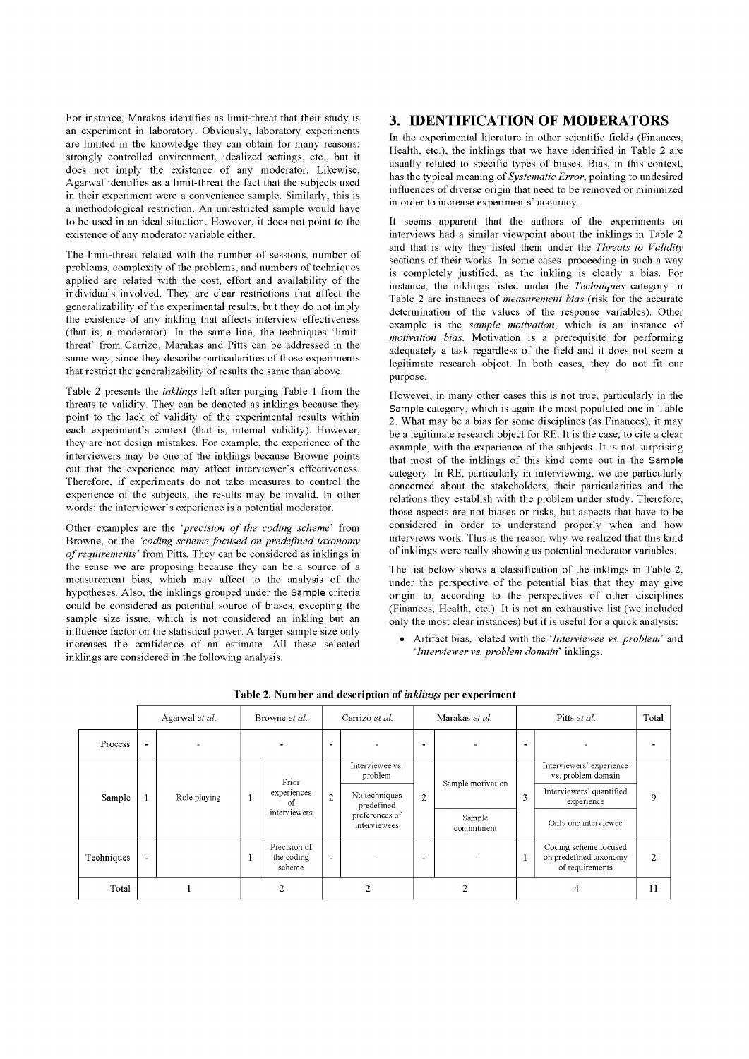For instance, Marakas identifies as limit-threat that their study is an experiment in laboratory. Obviously, laboratory experiments are limited in the knowledge they can obtain for many reasons: strongly controlled environment, idealized settings, etc., but it does not imply the existence of any moderator. Likewise, Agarwal identifies as a limit-threat the fact that the subjects used in their experiment were a convenience sample. Similarly, this is a methodological restriction. An unrestricted sample would have to be used in an ideal situation. However, it does not point to the existence of any moderator variable either.

The limit-threat related with the number of sessions, number of problems, complexity of the problems, and numbers of techniques applied are related with the cost, effort and availability of the individuals involved. They are clear restrictions that affect the generalizability of the experimental results, but they do not imply the existence of any inkling that affects interview effectiveness (that is, a moderator). In the same line, the techniques 'limit-threat' from Carrizo, Marakas and Pitts can be addressed in the same way, since they describe particularities of those experiments that restrict the generalizability of results the same than above.

Table 2 presents the *inklings* left after purging Table 1 from the threats to validity. They can be denoted as inklings because they point to the lack of validity of the experimental results within each experiment's context (that is, internal validity). However, they are not design mistakes. For example, the experience of the interviewers may be one of the inklings because Browne points out that the experience may affect interviewer's effectiveness. Therefore, if experiments do not take measures to control the experience of the subjects, the results may be invalid. In other words: the interviewer's experience is a potential moderator.

Other examples are the *'precision of the coding scheme'* from Browne, or the *'coding scheme focused on predefined taxonomy of requirements'* from Pitts. They can be considered as inklings in the sense we are proposing because they can be a source of a measurement bias, which may affect to the analysis of the hypotheses. Also, the inklings grouped under the Sample criteria could be considered as potential source of biases, excepting the sample size issue, which is not considered an inkling but an influence factor on the statistical power. A larger sample size only increases the confidence of an estimate. All these selected inklings are considered in the following analysis.

## 3. IDENTIFICATION OF MODERATORS

In the experimental literature in other scientific fields (Finances, Health, etc.), the inklings that we have identified in Table 2 are usually related to specific types of biases. Bias, in this context, has the typical meaning of *Systematic Error*, pointing to undesired influences of diverse origin that need to be removed or minimized in order to increase experiments' accuracy.

It seems apparent that the authors of the experiments on interviews had a similar viewpoint about the inklings in Table 2 and that is why they listed them under the *Threats to Validity* sections of their works. In some cases, proceeding in such a way is completely justified, as the inkling is clearly a bias. For instance, the inklings listed under the *Techniques* category in Table 2 are instances of *measurement bias* (risk for the accurate determination of the values of the response variables). Other example is the *sample motivation*, which is an instance of *motivation bias*. Motivation is a prerequisite for performing adequately a task regardless of the field and it does not seem a legitimate research object. In both cases, they do not fit our purpose.

However, in many other cases this is not true, particularly in the Sample category, which is again the most populated one in Table 2. What may be a bias for some disciplines (as Finances), it may be a legitimate research object for RE. It is the case, to cite a clear example, with the experience of the subjects. It is not surprising that most of the inklings of this kind come out in the Sample category. In RE, particularly in interviewing, we are particularly concerned about the stakeholders, their particularities and the relations they establish with the problem under study. Therefore, those aspects are not biases or risks, but aspects that have to be considered in order to understand properly when and how interviews work. This is the reason why we realized that this kind of inklings were really showing us potential moderator variables.

The list below shows a classification of the inklings in Table 2, under the perspective of the potential bias that they may give origin to, according to the perspectives of other disciplines (Finances, Health, etc.). It is not an exhaustive list (we included only the most clear instances) but it is useful for a quick analysis:

- Artifact bias, related with the *'Interviewee vs. problem'* and *'Interviewer vs. problem domain'* inklings.

**Table 2. Number and description of *inklings* per experiment**

| | Agarwal *et al.* | | Browne *et al.* | | Carrizo *et al.* | | Marakas *et al.* | | Pitts *et al.* | | Total |
|---|---|---|---|---|---|---|---|---|---|---|---|
| Process | - | - | | - | - | - | - | - | - | - | - |
| Sample | 1 | Role playing | 1 | Prior experiences of interviewers | 2 | Interviewee vs. problem<br>No techniques predefined preferences of interviewees | 2 | Sample motivation<br>Sample commitment | 3 | Interviewers' experience vs. problem domain<br>Interviewers' quantified experience<br>Only one interviewee | 9 |
| Techniques | - | | 1 | Precision of the coding scheme | - | - | - | - | 1 | Coding scheme focused on predefined taxonomy of requirements | 2 |
| Total | 1 | | 2 | | 2 | | 2 | | 4 | | 11 |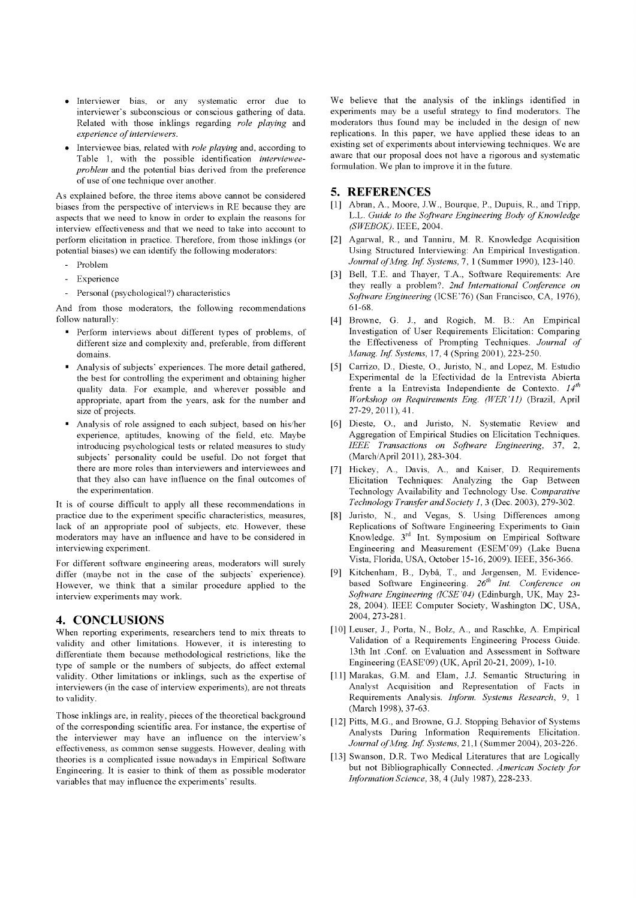- Interviewer bias, or any systematic error due to interviewer's subconscious or conscious gathering of data. Related with those inklings regarding *role playing* and *experience of interviewers*.
- Interviewee bias, related with *role playing* and, according to Table 1, with the possible identification *interviewee-problem* and the potential bias derived from the preference of use of one technique over another.

As explained before, the three items above cannot be considered biases from the perspective of interviews in RE because they are aspects that we need to know in order to explain the reasons for interview effectiveness and that we need to take into account to perform elicitation in practice. Therefore, from those inklings (or potential biases) we can identify the following moderators:

- Problem
- Experience
- Personal (psychological?) characteristics

And from those moderators, the following recommendations follow naturally:

- Perform interviews about different types of problems, of different size and complexity and, preferable, from different domains.
- Analysis of subjects' experiences. The more detail gathered, the best for controlling the experiment and obtaining higher quality data. For example, and wherever possible and appropriate, apart from the years, ask for the number and size of projects.
- Analysis of role assigned to each subject, based on his/her experience, aptitudes, knowing of the field, etc. Maybe introducing psychological tests or related measures to study subjects' personality could be useful. Do not forget that there are more roles than interviewers and interviewees and that they also can have influence on the final outcomes of the experimentation.

It is of course difficult to apply all these recommendations in practice due to the experiment specific characteristics, measures, lack of an appropriate pool of subjects, etc. However, these moderators may have an influence and have to be considered in interviewing experiment.

For different software engineering areas, moderators will surely differ (maybe not in the case of the subjects' experience). However, we think that a similar procedure applied to the interview experiments may work.

## 4. CONCLUSIONS

When reporting experiments, researchers tend to mix threats to validity and other limitations. However, it is interesting to differentiate them because methodological restrictions, like the type of sample or the numbers of subjects, do affect external validity. Other limitations or inklings, such as the expertise of interviewers (in the case of interview experiments), are not threats to validity.

Those inklings are, in reality, pieces of the theoretical background of the corresponding scientific area. For instance, the expertise of the interviewer may have an influence on the interview's effectiveness, as common sense suggests. However, dealing with theories is a complicated issue nowadays in Empirical Software Engineering. It is easier to think of them as possible moderator variables that may influence the experiments' results.

We believe that the analysis of the inklings identified in experiments may be a useful strategy to find moderators. The moderators thus found may be included in the design of new replications. In this paper, we have applied these ideas to an existing set of experiments about interviewing techniques. We are aware that our proposal does not have a rigorous and systematic formulation. We plan to improve it in the future.

## 5. REFERENCES

[1] Abran, A., Moore, J.W., Bourque, P., Dupuis, R., and Tripp, L.L. *Guide to the Software Engineering Body of Knowledge (SWEBOK)*. IEEE, 2004.

[2] Agarwal, R., and Tanniru, M. R. Knowledge Acquisition Using Structured Interviewing: An Empirical Investigation. *Journal of Mng. Inf. Systems*, 7, 1 (Summer 1990), 123-140.

[3] Bell, T.E. and Thayer, T.A., Software Requirements: Are they really a problem?. *2nd International Conference on Software Engineering* (ICSE'76) (San Francisco, CA, 1976), 61-68.

[4] Browne, G. J., and Rogich, M. B.: An Empirical Investigation of User Requirements Elicitation: Comparing the Effectiveness of Prompting Techniques. *Journal of Manag. Inf. Systems*, 17, 4 (Spring 2001), 223-250.

[5] Carrizo, D., Dieste, O., Juristo, N., and Lopez, M. Estudio Experimental de la Efectividad de la Entrevista Abierta frente a la Entrevista Independiente de Contexto. *14th Workshop on Requirements Eng. (WER'11)* (Brazil, April 27-29, 2011), 41.

[6] Dieste, O., and Juristo, N. Systematic Review and Aggregation of Empirical Studies on Elicitation Techniques. *IEEE Transactions on Software Engineering*, 37, 2, (March/April 2011), 283-304.

[7] Hickey, A., Davis, A., and Kaiser, D. Requirements Elicitation Techniques: Analyzing the Gap Between Technology Availability and Technology Use. *Comparative Technology Transfer and Society 1*, 3 (Dec. 2003), 279-302.

[8] Juristo, N., and Vegas, S. Using Differences among Replications of Software Engineering Experiments to Gain Knowledge. 3rd Int. Symposium on Empirical Software Engineering and Measurement (ESEM'09) (Lake Buena Vista, Florida, USA, October 15-16, 2009). IEEE, 356-366.

[9] Kitchenham, B., Dybå, T., and Jørgensen, M. Evidence-based Software Engineering. *26th Int. Conference on Software Engineering (ICSE'04)* (Edinburgh, UK, May 23-28, 2004). IEEE Computer Society, Washington DC, USA, 2004, 273-281.

[10] Leuser, J., Porta, N., Bolz, A., and Raschke, A. Empirical Validation of a Requirements Engineering Process Guide. 13th Int .Conf. on Evaluation and Assessment in Software Engineering (EASE'09) (UK, April 20-21, 2009), 1-10.

[11] Marakas, G.M. and Elam, J.J. Semantic Structuring in Analyst Acquisition and Representation of Facts in Requirements Analysis. *Inform. Systems Research*, 9, 1 (March 1998), 37-63.

[12] Pitts, M.G., and Browne, G.J. Stopping Behavior of Systems Analysts During Information Requirements Elicitation. *Journal of Mng. Inf. Systems*, 21,1 (Summer 2004), 203-226.

[13] Swanson, D.R. Two Medical Literatures that are Logically but not Bibliographically Connected. *American Society for Information Science*, 38, 4 (July 1987), 228-233.